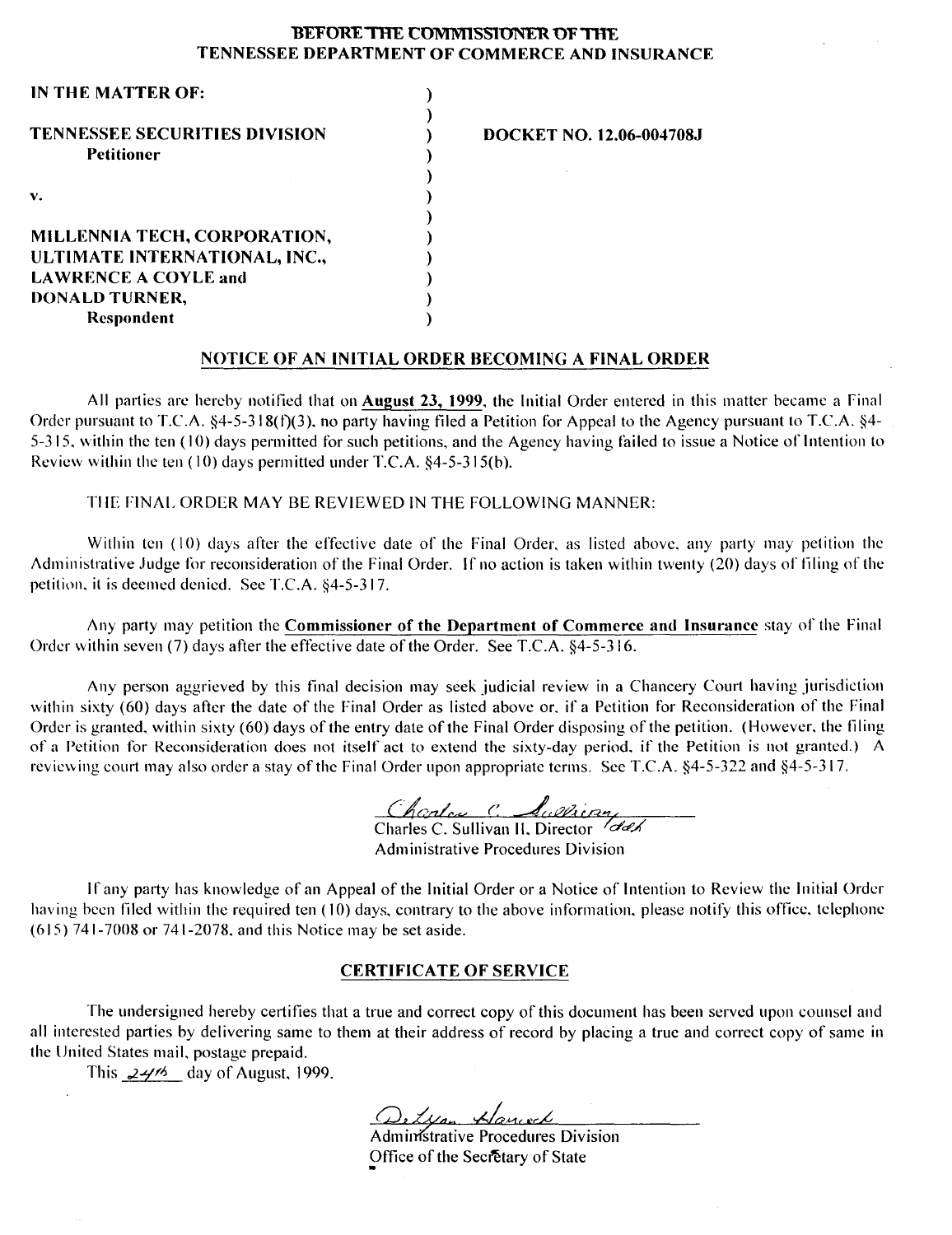**BEFORE THE COMMISSIONER OF THE**
**TENNESSEE DEPARTMENT OF COMMERCE AND INSURANCE**

| | |
|---|---|
| **IN THE MATTER OF:** | |
| | |
| **TENNESSEE SECURITIES DIVISION** | **DOCKET NO. 12.06-004708J** |
| **Petitioner** | |
| | |
| **v.** | |
| | |
| **MILLENNIA TECH, CORPORATION,** | |
| **ULTIMATE INTERNATIONAL, INC.,** | |
| **LAWRENCE A COYLE and** | |
| **DONALD TURNER,** | |
| **Respondent** | |

## NOTICE OF AN INITIAL ORDER BECOMING A FINAL ORDER

All parties are hereby notified that on **August 23, 1999**, the Initial Order entered in this matter became a Final Order pursuant to T.C.A. §4-5-318(f)(3), no party having filed a Petition for Appeal to the Agency pursuant to T.C.A. §4-5-315, within the ten (10) days permitted for such petitions, and the Agency having failed to issue a Notice of Intention to Review within the ten (10) days permitted under T.C.A. §4-5-315(b).

THE FINAL ORDER MAY BE REVIEWED IN THE FOLLOWING MANNER:

Within ten (10) days after the effective date of the Final Order, as listed above, any party may petition the Administrative Judge for reconsideration of the Final Order. If no action is taken within twenty (20) days of filing of the petition, it is deemed denied. See T.C.A. §4-5-317.

Any party may petition the **Commissioner of the Department of Commerce and Insurance** stay of the Final Order within seven (7) days after the effective date of the Order. See T.C.A. §4-5-316.

Any person aggrieved by this final decision may seek judicial review in a Chancery Court having jurisdiction within sixty (60) days after the date of the Final Order as listed above or, if a Petition for Reconsideration of the Final Order is granted, within sixty (60) days of the entry date of the Final Order disposing of the petition. (However, the filing of a Petition for Reconsideration does not itself act to extend the sixty-day period, if the Petition is not granted.) A reviewing court may also order a stay of the Final Order upon appropriate terms. See T.C.A. §4-5-322 and §4-5-317.

Charles C. Sullivan II, Director
Administrative Procedures Division

If any party has knowledge of an Appeal of the Initial Order or a Notice of Intention to Review the Initial Order having been filed within the required ten (10) days, contrary to the above information, please notify this office, telephone (615) 741-7008 or 741-2078, and this Notice may be set aside.

## CERTIFICATE OF SERVICE

The undersigned hereby certifies that a true and correct copy of this document has been served upon counsel and all interested parties by delivering same to them at their address of record by placing a true and correct copy of same in the United States mail, postage prepaid.

This 24th day of August, 1999.

Administrative Procedures Division
Office of the Secretary of State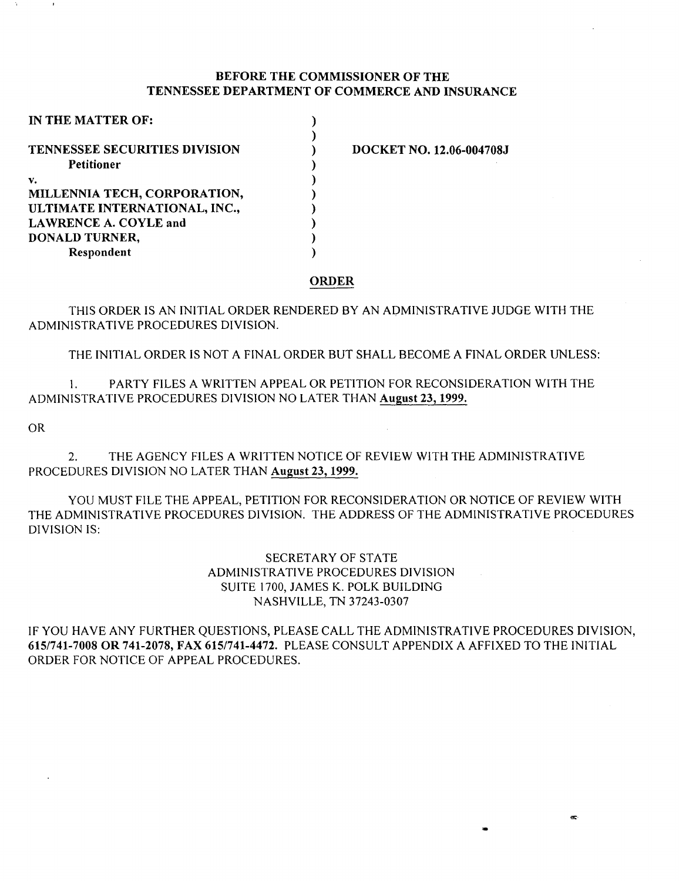**BEFORE THE COMMISSIONER OF THE**
**TENNESSEE DEPARTMENT OF COMMERCE AND INSURANCE**

| | | |
|---|---|---|
| **IN THE MATTER OF:** | ) | |
| | ) | |
| **TENNESSEE SECURITIES DIVISION** | ) | **DOCKET NO. 12.06-004708J** |
| **Petitioner** | ) | |
| **v.** | ) | |
| **MILLENNIA TECH, CORPORATION,** | ) | |
| **ULTIMATE INTERNATIONAL, INC.,** | ) | |
| **LAWRENCE A. COYLE and** | ) | |
| **DONALD TURNER,** | ) | |
| **Respondent** | ) | |

**ORDER**

THIS ORDER IS AN INITIAL ORDER RENDERED BY AN ADMINISTRATIVE JUDGE WITH THE ADMINISTRATIVE PROCEDURES DIVISION.

THE INITIAL ORDER IS NOT A FINAL ORDER BUT SHALL BECOME A FINAL ORDER UNLESS:

1. PARTY FILES A WRITTEN APPEAL OR PETITION FOR RECONSIDERATION WITH THE ADMINISTRATIVE PROCEDURES DIVISION NO LATER THAN **August 23, 1999.**

OR

2. THE AGENCY FILES A WRITTEN NOTICE OF REVIEW WITH THE ADMINISTRATIVE PROCEDURES DIVISION NO LATER THAN **August 23, 1999.**

YOU MUST FILE THE APPEAL, PETITION FOR RECONSIDERATION OR NOTICE OF REVIEW WITH THE ADMINISTRATIVE PROCEDURES DIVISION. THE ADDRESS OF THE ADMINISTRATIVE PROCEDURES DIVISION IS:

SECRETARY OF STATE
ADMINISTRATIVE PROCEDURES DIVISION
SUITE 1700, JAMES K. POLK BUILDING
NASHVILLE, TN 37243-0307

IF YOU HAVE ANY FURTHER QUESTIONS, PLEASE CALL THE ADMINISTRATIVE PROCEDURES DIVISION, **615/741-7008 OR 741-2078, FAX 615/741-4472.** PLEASE CONSULT APPENDIX A AFFIXED TO THE INITIAL ORDER FOR NOTICE OF APPEAL PROCEDURES.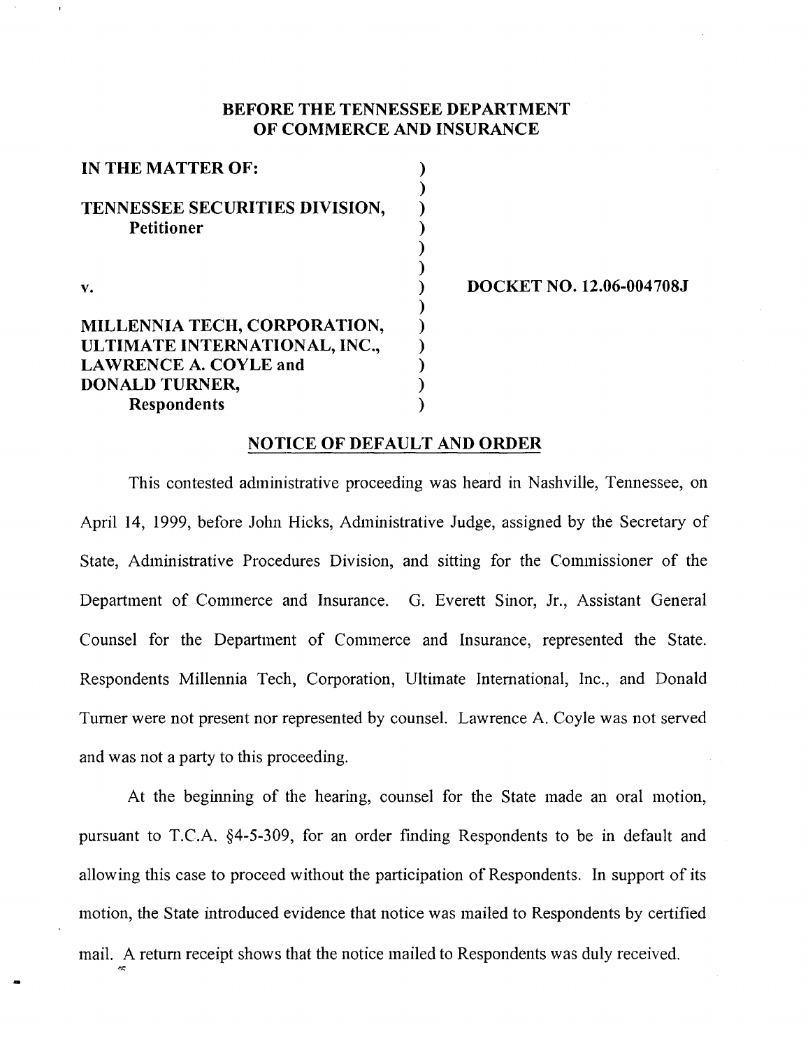**BEFORE THE TENNESSEE DEPARTMENT OF COMMERCE AND INSURANCE**

| | | |
|---|---|---|
| **IN THE MATTER OF:** | ) | |
| | ) | |
| **TENNESSEE SECURITIES DIVISION, Petitioner** | ) | |
| | ) | |
| **v.** | ) | **DOCKET NO. 12.06-004708J** |
| | ) | |
| **MILLENNIA TECH, CORPORATION, ULTIMATE INTERNATIONAL, INC., LAWRENCE A. COYLE and DONALD TURNER, Respondents** | ) | |

## NOTICE OF DEFAULT AND ORDER

This contested administrative proceeding was heard in Nashville, Tennessee, on April 14, 1999, before John Hicks, Administrative Judge, assigned by the Secretary of State, Administrative Procedures Division, and sitting for the Commissioner of the Department of Commerce and Insurance. G. Everett Sinor, Jr., Assistant General Counsel for the Department of Commerce and Insurance, represented the State. Respondents Millennia Tech, Corporation, Ultimate International, Inc., and Donald Turner were not present nor represented by counsel. Lawrence A. Coyle was not served and was not a party to this proceeding.

At the beginning of the hearing, counsel for the State made an oral motion, pursuant to T.C.A. §4-5-309, for an order finding Respondents to be in default and allowing this case to proceed without the participation of Respondents. In support of its motion, the State introduced evidence that notice was mailed to Respondents by certified mail. A return receipt shows that the notice mailed to Respondents was duly received.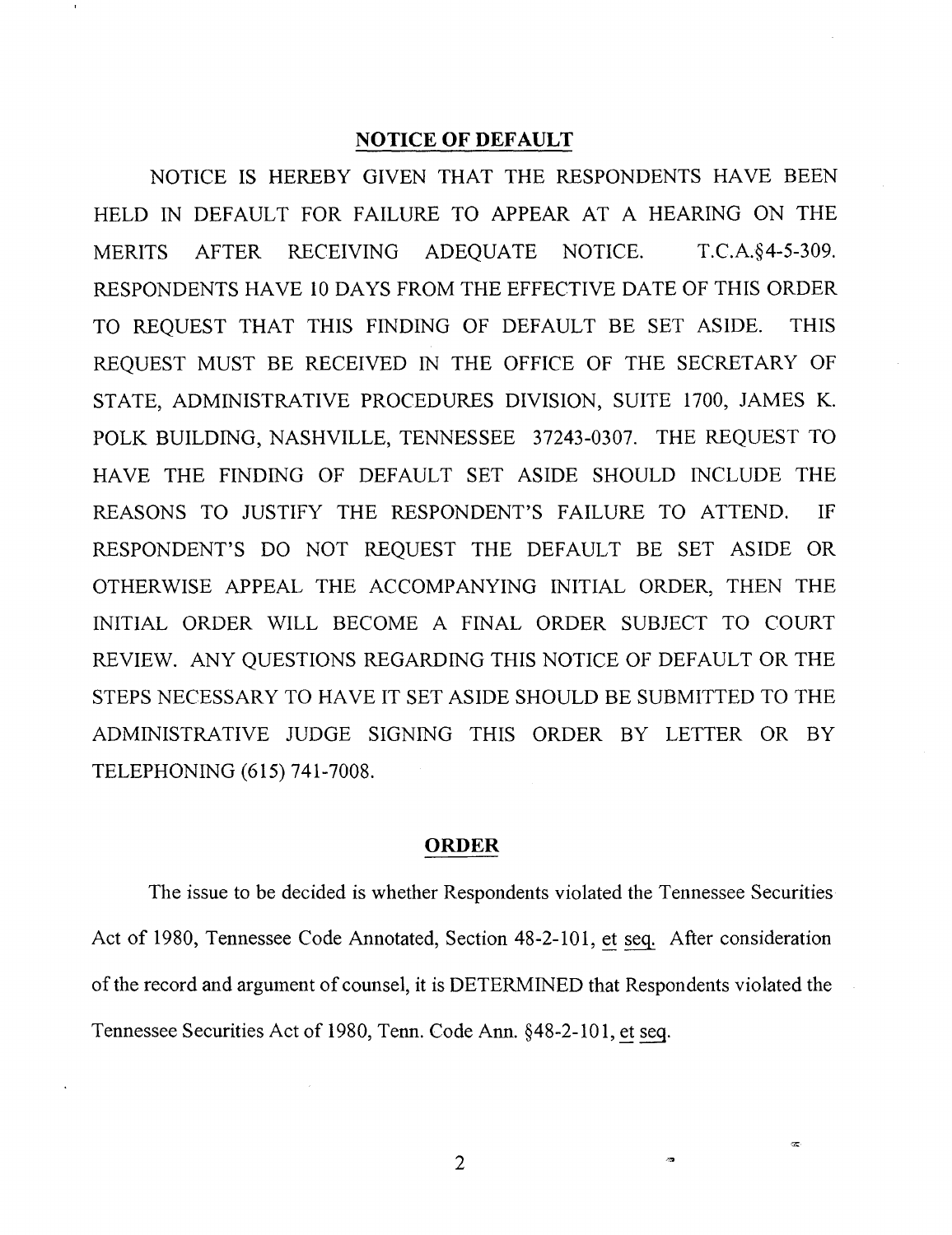## NOTICE OF DEFAULT

NOTICE IS HEREBY GIVEN THAT THE RESPONDENTS HAVE BEEN HELD IN DEFAULT FOR FAILURE TO APPEAR AT A HEARING ON THE MERITS AFTER RECEIVING ADEQUATE NOTICE. T.C.A.§4-5-309. RESPONDENTS HAVE 10 DAYS FROM THE EFFECTIVE DATE OF THIS ORDER TO REQUEST THAT THIS FINDING OF DEFAULT BE SET ASIDE. THIS REQUEST MUST BE RECEIVED IN THE OFFICE OF THE SECRETARY OF STATE, ADMINISTRATIVE PROCEDURES DIVISION, SUITE 1700, JAMES K. POLK BUILDING, NASHVILLE, TENNESSEE 37243-0307. THE REQUEST TO HAVE THE FINDING OF DEFAULT SET ASIDE SHOULD INCLUDE THE REASONS TO JUSTIFY THE RESPONDENT'S FAILURE TO ATTEND. IF RESPONDENT'S DO NOT REQUEST THE DEFAULT BE SET ASIDE OR OTHERWISE APPEAL THE ACCOMPANYING INITIAL ORDER, THEN THE INITIAL ORDER WILL BECOME A FINAL ORDER SUBJECT TO COURT REVIEW. ANY QUESTIONS REGARDING THIS NOTICE OF DEFAULT OR THE STEPS NECESSARY TO HAVE IT SET ASIDE SHOULD BE SUBMITTED TO THE ADMINISTRATIVE JUDGE SIGNING THIS ORDER BY LETTER OR BY TELEPHONING (615) 741-7008.

## ORDER

The issue to be decided is whether Respondents violated the Tennessee Securities Act of 1980, Tennessee Code Annotated, Section 48-2-101, et seq. After consideration of the record and argument of counsel, it is DETERMINED that Respondents violated the Tennessee Securities Act of 1980, Tenn. Code Ann. §48-2-101, et seq.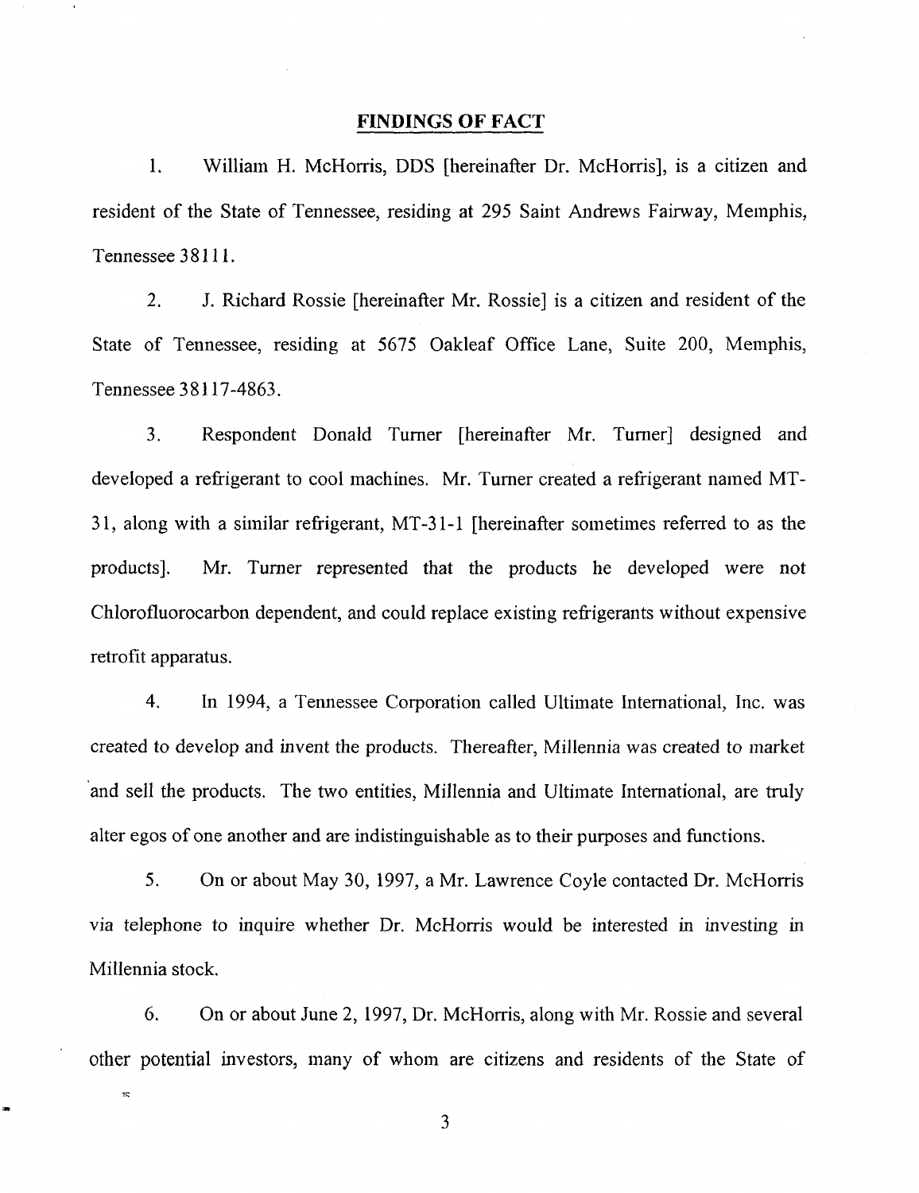## FINDINGS OF FACT

1. William H. McHorris, DDS [hereinafter Dr. McHorris], is a citizen and resident of the State of Tennessee, residing at 295 Saint Andrews Fairway, Memphis, Tennessee 38111.

2. J. Richard Rossie [hereinafter Mr. Rossie] is a citizen and resident of the State of Tennessee, residing at 5675 Oakleaf Office Lane, Suite 200, Memphis, Tennessee 38117-4863.

3. Respondent Donald Turner [hereinafter Mr. Turner] designed and developed a refrigerant to cool machines. Mr. Turner created a refrigerant named MT-31, along with a similar refrigerant, MT-31-1 [hereinafter sometimes referred to as the products]. Mr. Turner represented that the products he developed were not Chlorofluorocarbon dependent, and could replace existing refrigerants without expensive retrofit apparatus.

4. In 1994, a Tennessee Corporation called Ultimate International, Inc. was created to develop and invent the products. Thereafter, Millennia was created to market and sell the products. The two entities, Millennia and Ultimate International, are truly alter egos of one another and are indistinguishable as to their purposes and functions.

5. On or about May 30, 1997, a Mr. Lawrence Coyle contacted Dr. McHorris via telephone to inquire whether Dr. McHorris would be interested in investing in Millennia stock.

6. On or about June 2, 1997, Dr. McHorris, along with Mr. Rossie and several other potential investors, many of whom are citizens and residents of the State of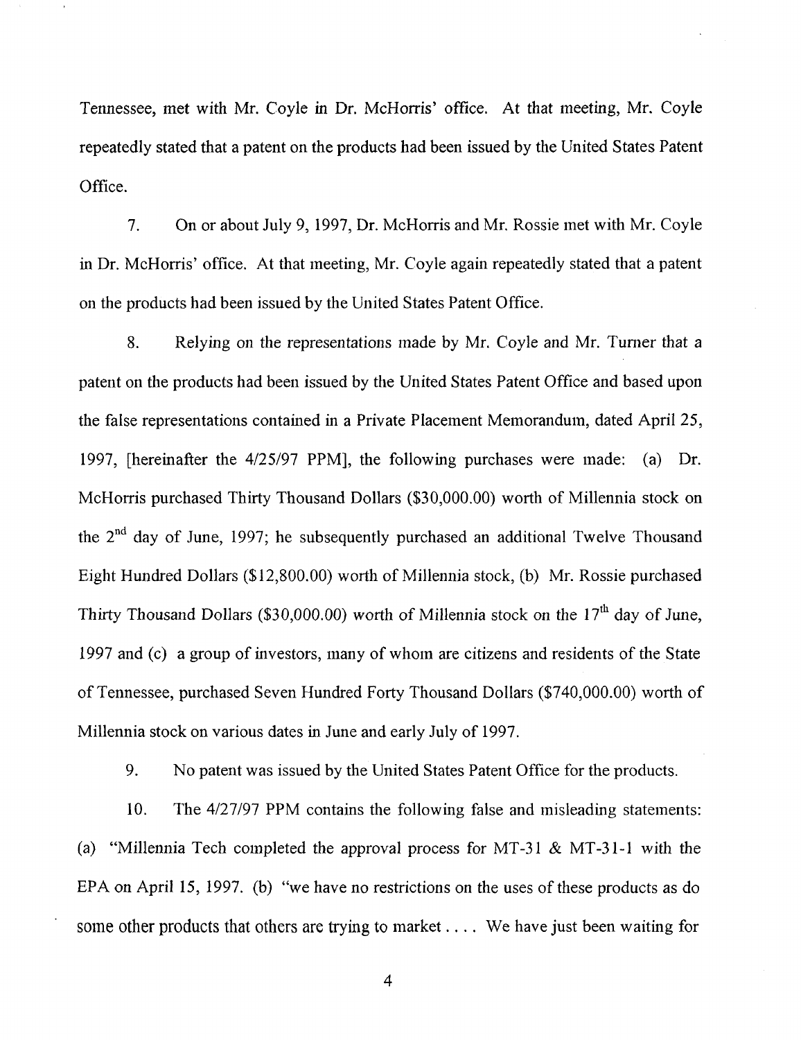Tennessee, met with Mr. Coyle in Dr. McHorris' office. At that meeting, Mr. Coyle repeatedly stated that a patent on the products had been issued by the United States Patent Office.

7. On or about July 9, 1997, Dr. McHorris and Mr. Rossie met with Mr. Coyle in Dr. McHorris' office. At that meeting, Mr. Coyle again repeatedly stated that a patent on the products had been issued by the United States Patent Office.

8. Relying on the representations made by Mr. Coyle and Mr. Turner that a patent on the products had been issued by the United States Patent Office and based upon the false representations contained in a Private Placement Memorandum, dated April 25, 1997, [hereinafter the 4/25/97 PPM], the following purchases were made: (a) Dr. McHorris purchased Thirty Thousand Dollars ($30,000.00) worth of Millennia stock on the 2nd day of June, 1997; he subsequently purchased an additional Twelve Thousand Eight Hundred Dollars ($12,800.00) worth of Millennia stock, (b) Mr. Rossie purchased Thirty Thousand Dollars ($30,000.00) worth of Millennia stock on the 17th day of June, 1997 and (c) a group of investors, many of whom are citizens and residents of the State of Tennessee, purchased Seven Hundred Forty Thousand Dollars ($740,000.00) worth of Millennia stock on various dates in June and early July of 1997.

9. No patent was issued by the United States Patent Office for the products.

10. The 4/27/97 PPM contains the following false and misleading statements: (a) "Millennia Tech completed the approval process for MT-31 & MT-31-1 with the EPA on April 15, 1997. (b) "we have no restrictions on the uses of these products as do some other products that others are trying to market . . . . We have just been waiting for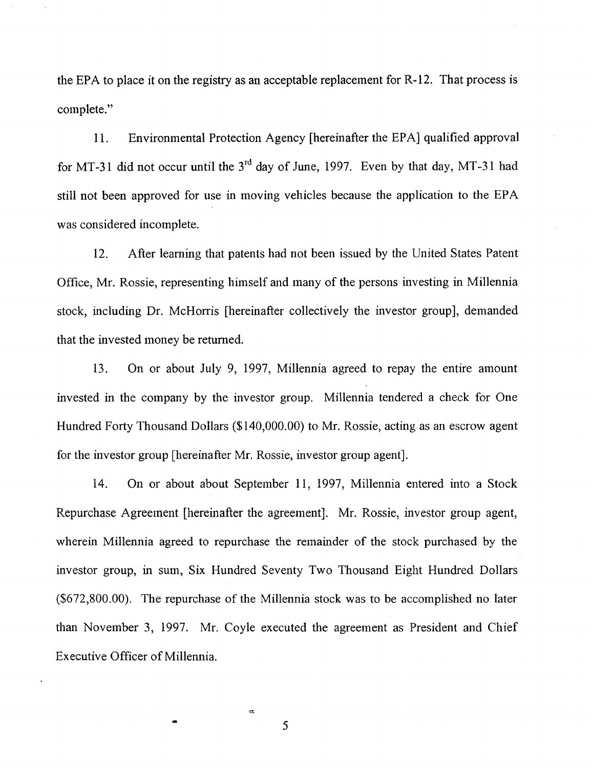the EPA to place it on the registry as an acceptable replacement for R-12. That process is complete."

11. Environmental Protection Agency [hereinafter the EPA] qualified approval for MT-31 did not occur until the 3rd day of June, 1997. Even by that day, MT-31 had still not been approved for use in moving vehicles because the application to the EPA was considered incomplete.

12. After learning that patents had not been issued by the United States Patent Office, Mr. Rossie, representing himself and many of the persons investing in Millennia stock, including Dr. McHorris [hereinafter collectively the investor group], demanded that the invested money be returned.

13. On or about July 9, 1997, Millennia agreed to repay the entire amount invested in the company by the investor group. Millennia tendered a check for One Hundred Forty Thousand Dollars ($140,000.00) to Mr. Rossie, acting as an escrow agent for the investor group [hereinafter Mr. Rossie, investor group agent].

14. On or about about September 11, 1997, Millennia entered into a Stock Repurchase Agreement [hereinafter the agreement]. Mr. Rossie, investor group agent, wherein Millennia agreed to repurchase the remainder of the stock purchased by the investor group, in sum, Six Hundred Seventy Two Thousand Eight Hundred Dollars ($672,800.00). The repurchase of the Millennia stock was to be accomplished no later than November 3, 1997. Mr. Coyle executed the agreement as President and Chief Executive Officer of Millennia.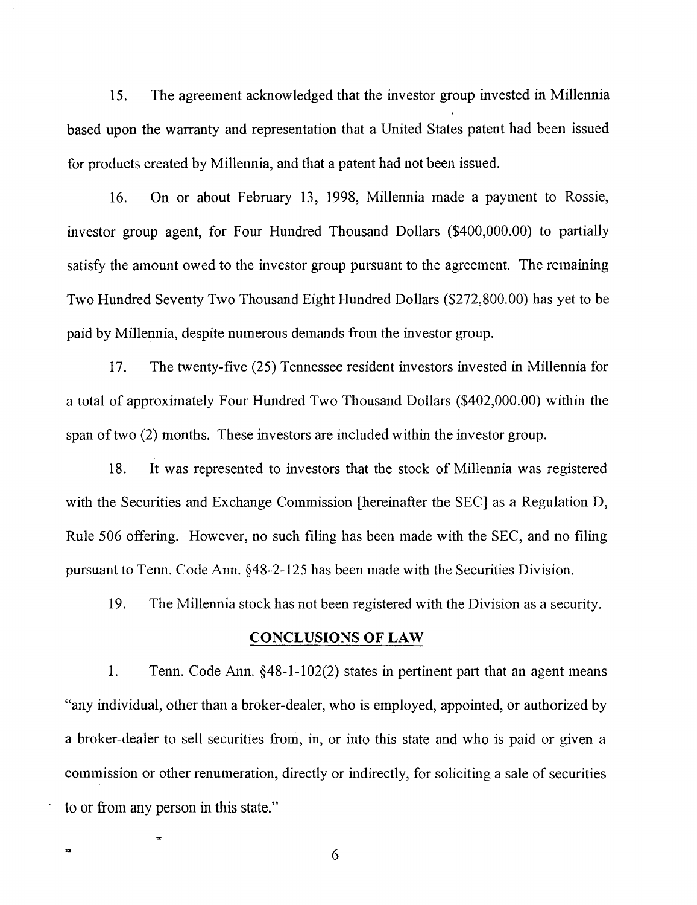15. The agreement acknowledged that the investor group invested in Millennia based upon the warranty and representation that a United States patent had been issued for products created by Millennia, and that a patent had not been issued.

16. On or about February 13, 1998, Millennia made a payment to Rossie, investor group agent, for Four Hundred Thousand Dollars ($400,000.00) to partially satisfy the amount owed to the investor group pursuant to the agreement. The remaining Two Hundred Seventy Two Thousand Eight Hundred Dollars ($272,800.00) has yet to be paid by Millennia, despite numerous demands from the investor group.

17. The twenty-five (25) Tennessee resident investors invested in Millennia for a total of approximately Four Hundred Two Thousand Dollars ($402,000.00) within the span of two (2) months. These investors are included within the investor group.

18. It was represented to investors that the stock of Millennia was registered with the Securities and Exchange Commission [hereinafter the SEC] as a Regulation D, Rule 506 offering. However, no such filing has been made with the SEC, and no filing pursuant to Tenn. Code Ann. §48-2-125 has been made with the Securities Division.

19. The Millennia stock has not been registered with the Division as a security.

## CONCLUSIONS OF LAW

1. Tenn. Code Ann. §48-1-102(2) states in pertinent part that an agent means "any individual, other than a broker-dealer, who is employed, appointed, or authorized by a broker-dealer to sell securities from, in, or into this state and who is paid or given a commission or other renumeration, directly or indirectly, for soliciting a sale of securities to or from any person in this state."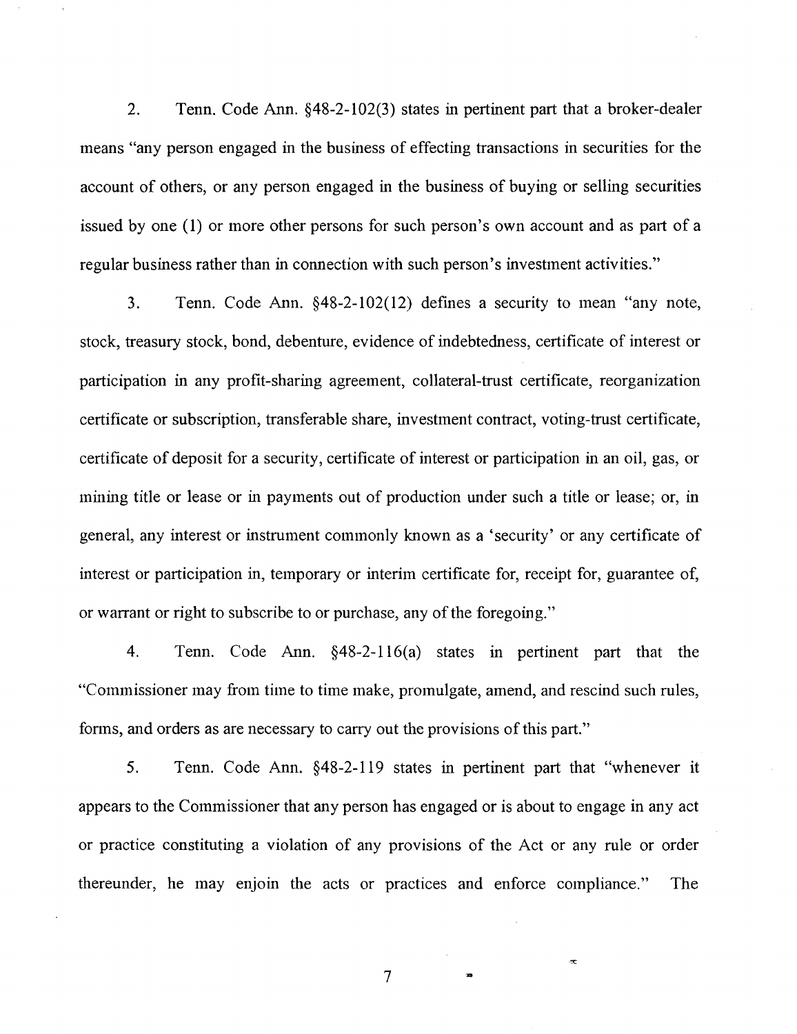2. Tenn. Code Ann. §48-2-102(3) states in pertinent part that a broker-dealer means "any person engaged in the business of effecting transactions in securities for the account of others, or any person engaged in the business of buying or selling securities issued by one (1) or more other persons for such person's own account and as part of a regular business rather than in connection with such person's investment activities."

3. Tenn. Code Ann. §48-2-102(12) defines a security to mean "any note, stock, treasury stock, bond, debenture, evidence of indebtedness, certificate of interest or participation in any profit-sharing agreement, collateral-trust certificate, reorganization certificate or subscription, transferable share, investment contract, voting-trust certificate, certificate of deposit for a security, certificate of interest or participation in an oil, gas, or mining title or lease or in payments out of production under such a title or lease; or, in general, any interest or instrument commonly known as a 'security' or any certificate of interest or participation in, temporary or interim certificate for, receipt for, guarantee of, or warrant or right to subscribe to or purchase, any of the foregoing."

4. Tenn. Code Ann. §48-2-116(a) states in pertinent part that the "Commissioner may from time to time make, promulgate, amend, and rescind such rules, forms, and orders as are necessary to carry out the provisions of this part."

5. Tenn. Code Ann. §48-2-119 states in pertinent part that "whenever it appears to the Commissioner that any person has engaged or is about to engage in any act or practice constituting a violation of any provisions of the Act or any rule or order thereunder, he may enjoin the acts or practices and enforce compliance." The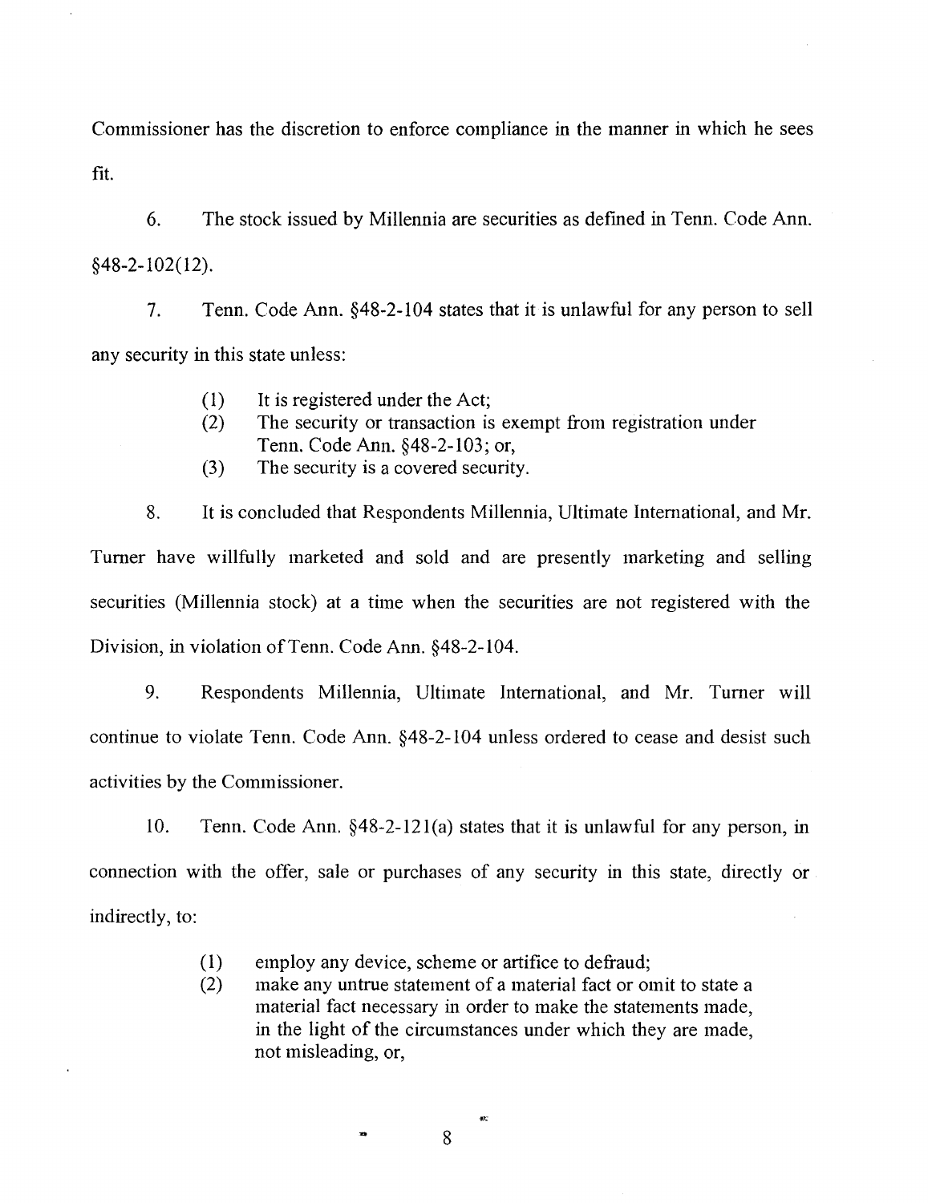Commissioner has the discretion to enforce compliance in the manner in which he sees fit.

6. The stock issued by Millennia are securities as defined in Tenn. Code Ann. §48-2-102(12).

7. Tenn. Code Ann. §48-2-104 states that it is unlawful for any person to sell any security in this state unless:

> (1) It is registered under the Act;
> (2) The security or transaction is exempt from registration under Tenn. Code Ann. §48-2-103; or,
> (3) The security is a covered security.

8. It is concluded that Respondents Millennia, Ultimate International, and Mr. Turner have willfully marketed and sold and are presently marketing and selling securities (Millennia stock) at a time when the securities are not registered with the Division, in violation of Tenn. Code Ann. §48-2-104.

9. Respondents Millennia, Ultimate International, and Mr. Turner will continue to violate Tenn. Code Ann. §48-2-104 unless ordered to cease and desist such activities by the Commissioner.

10. Tenn. Code Ann. §48-2-121(a) states that it is unlawful for any person, in connection with the offer, sale or purchases of any security in this state, directly or indirectly, to:

> (1) employ any device, scheme or artifice to defraud;
> (2) make any untrue statement of a material fact or omit to state a material fact necessary in order to make the statements made, in the light of the circumstances under which they are made, not misleading, or,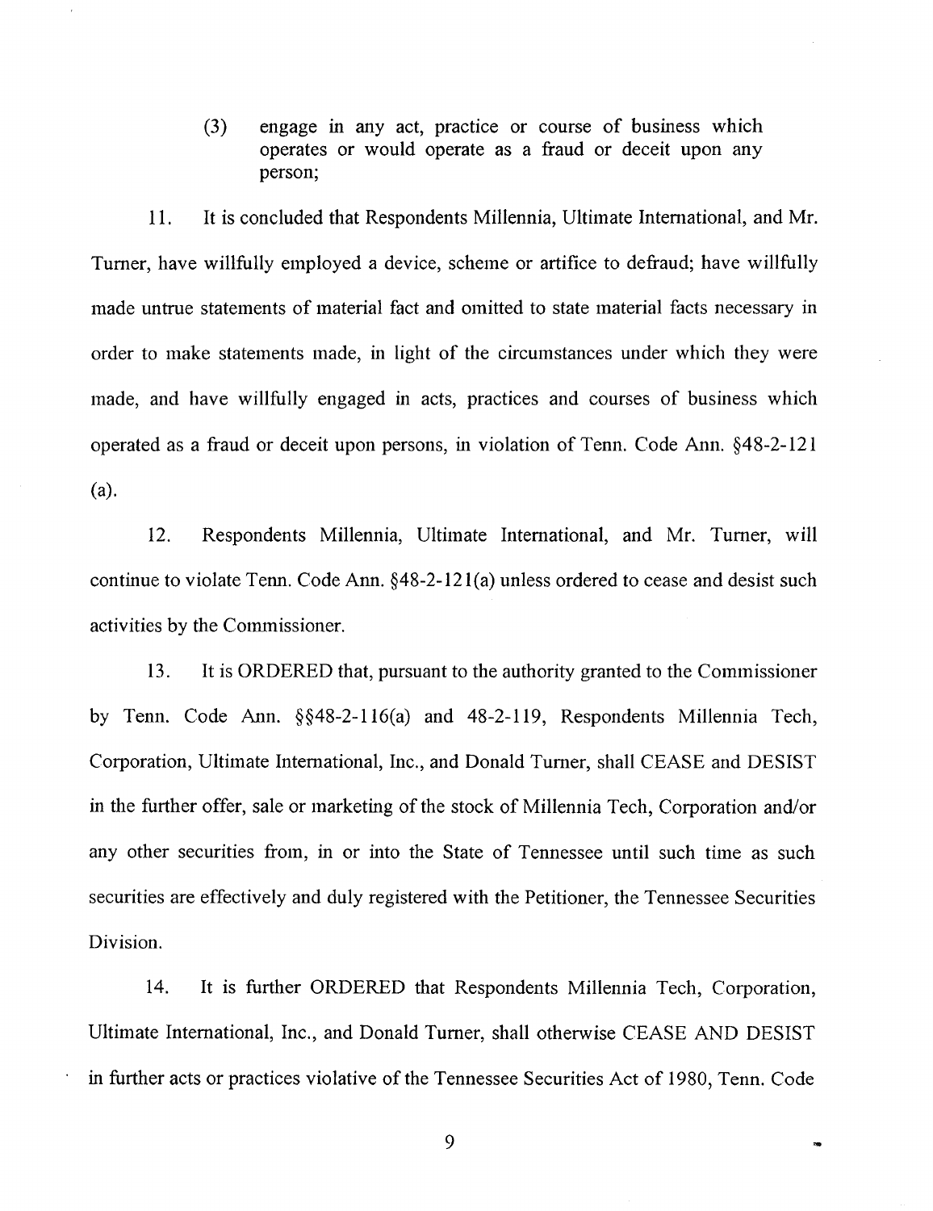(3) engage in any act, practice or course of business which operates or would operate as a fraud or deceit upon any person;

11. It is concluded that Respondents Millennia, Ultimate International, and Mr. Turner, have willfully employed a device, scheme or artifice to defraud; have willfully made untrue statements of material fact and omitted to state material facts necessary in order to make statements made, in light of the circumstances under which they were made, and have willfully engaged in acts, practices and courses of business which operated as a fraud or deceit upon persons, in violation of Tenn. Code Ann. §48-2-121 (a).

12. Respondents Millennia, Ultimate International, and Mr. Turner, will continue to violate Tenn. Code Ann. §48-2-121(a) unless ordered to cease and desist such activities by the Commissioner.

13. It is ORDERED that, pursuant to the authority granted to the Commissioner by Tenn. Code Ann. §§48-2-116(a) and 48-2-119, Respondents Millennia Tech, Corporation, Ultimate International, Inc., and Donald Turner, shall CEASE and DESIST in the further offer, sale or marketing of the stock of Millennia Tech, Corporation and/or any other securities from, in or into the State of Tennessee until such time as such securities are effectively and duly registered with the Petitioner, the Tennessee Securities Division.

14. It is further ORDERED that Respondents Millennia Tech, Corporation, Ultimate International, Inc., and Donald Turner, shall otherwise CEASE AND DESIST in further acts or practices violative of the Tennessee Securities Act of 1980, Tenn. Code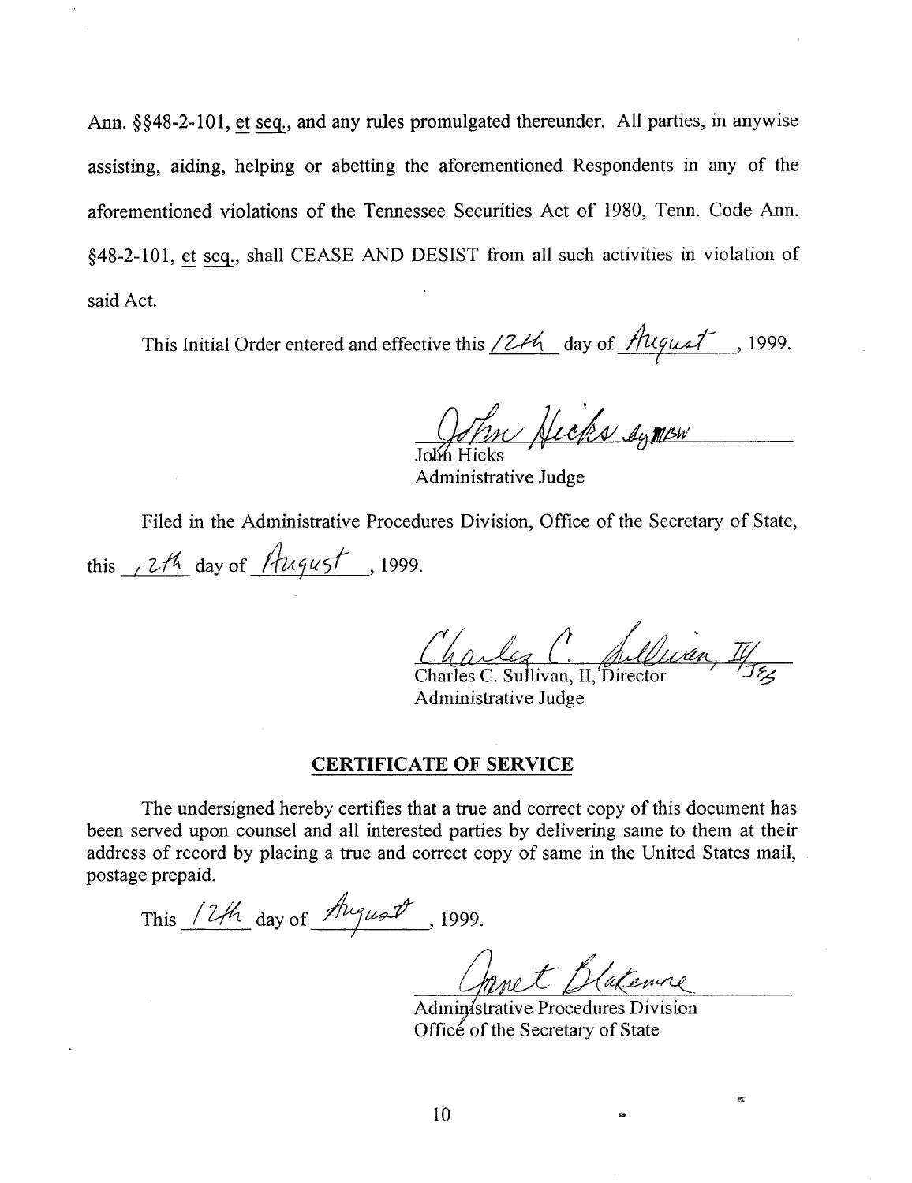Ann. §§48-2-101, et seq., and any rules promulgated thereunder. All parties, in anywise assisting, aiding, helping or abetting the aforementioned Respondents in any of the aforementioned violations of the Tennessee Securities Act of 1980, Tenn. Code Ann. §48-2-101, et seq., shall CEASE AND DESIST from all such activities in violation of said Act.

This Initial Order entered and effective this 12th day of August, 1999.

John Hicks
Administrative Judge

Filed in the Administrative Procedures Division, Office of the Secretary of State, this 12th day of August, 1999.

Charles C. Sullivan, II, Director
Administrative Judge

## CERTIFICATE OF SERVICE

The undersigned hereby certifies that a true and correct copy of this document has been served upon counsel and all interested parties by delivering same to them at their address of record by placing a true and correct copy of same in the United States mail, postage prepaid.

This 12th day of August, 1999.

Janet Blakemore
Administrative Procedures Division
Office of the Secretary of State